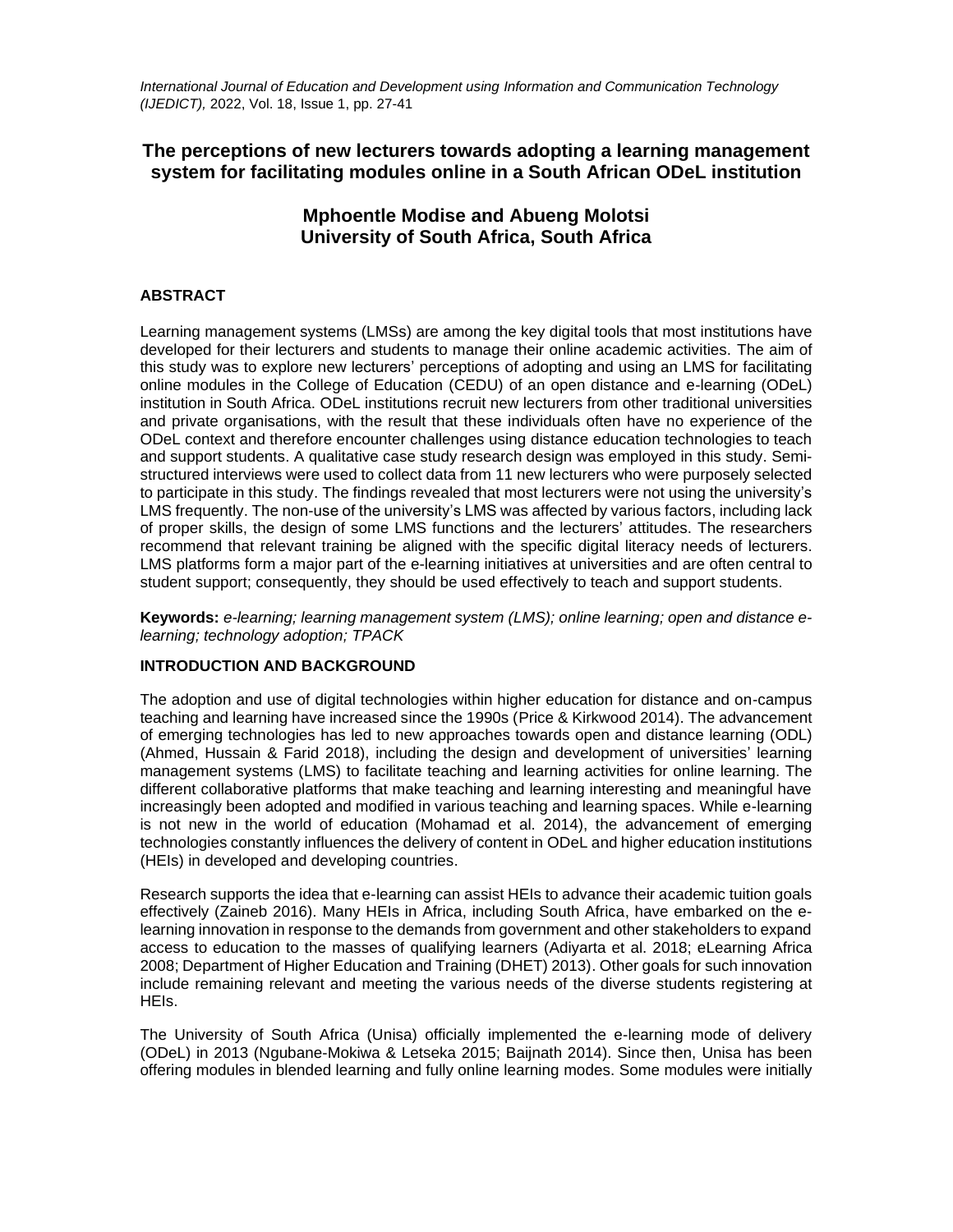# The perceptions of new lecturers towards adopting a learning management system for facilitating modules online in a South African ODeL institution

**Mphoentle Modise and Abueng Molotsi**
**University of South Africa, South Africa**

## ABSTRACT

Learning management systems (LMSs) are among the key digital tools that most institutions have developed for their lecturers and students to manage their online academic activities. The aim of this study was to explore new lecturers' perceptions of adopting and using an LMS for facilitating online modules in the College of Education (CEDU) of an open distance and e-learning (ODeL) institution in South Africa. ODeL institutions recruit new lecturers from other traditional universities and private organisations, with the result that these individuals often have no experience of the ODeL context and therefore encounter challenges using distance education technologies to teach and support students. A qualitative case study research design was employed in this study. Semi-structured interviews were used to collect data from 11 new lecturers who were purposely selected to participate in this study. The findings revealed that most lecturers were not using the university's LMS frequently. The non-use of the university's LMS was affected by various factors, including lack of proper skills, the design of some LMS functions and the lecturers' attitudes. The researchers recommend that relevant training be aligned with the specific digital literacy needs of lecturers. LMS platforms form a major part of the e-learning initiatives at universities and are often central to student support; consequently, they should be used effectively to teach and support students.

**Keywords:** *e-learning; learning management system (LMS); online learning; open and distance e-learning; technology adoption; TPACK*

## INTRODUCTION AND BACKGROUND

The adoption and use of digital technologies within higher education for distance and on-campus teaching and learning have increased since the 1990s (Price & Kirkwood 2014). The advancement of emerging technologies has led to new approaches towards open and distance learning (ODL) (Ahmed, Hussain & Farid 2018), including the design and development of universities' learning management systems (LMS) to facilitate teaching and learning activities for online learning. The different collaborative platforms that make teaching and learning interesting and meaningful have increasingly been adopted and modified in various teaching and learning spaces. While e-learning is not new in the world of education (Mohamad et al. 2014), the advancement of emerging technologies constantly influences the delivery of content in ODeL and higher education institutions (HEIs) in developed and developing countries.

Research supports the idea that e-learning can assist HEIs to advance their academic tuition goals effectively (Zaineb 2016). Many HEIs in Africa, including South Africa, have embarked on the e-learning innovation in response to the demands from government and other stakeholders to expand access to education to the masses of qualifying learners (Adiyarta et al. 2018; eLearning Africa 2008; Department of Higher Education and Training (DHET) 2013). Other goals for such innovation include remaining relevant and meeting the various needs of the diverse students registering at HEIs.

The University of South Africa (Unisa) officially implemented the e-learning mode of delivery (ODeL) in 2013 (Ngubane-Mokiwa & Letseka 2015; Baijnath 2014). Since then, Unisa has been offering modules in blended learning and fully online learning modes. Some modules were initially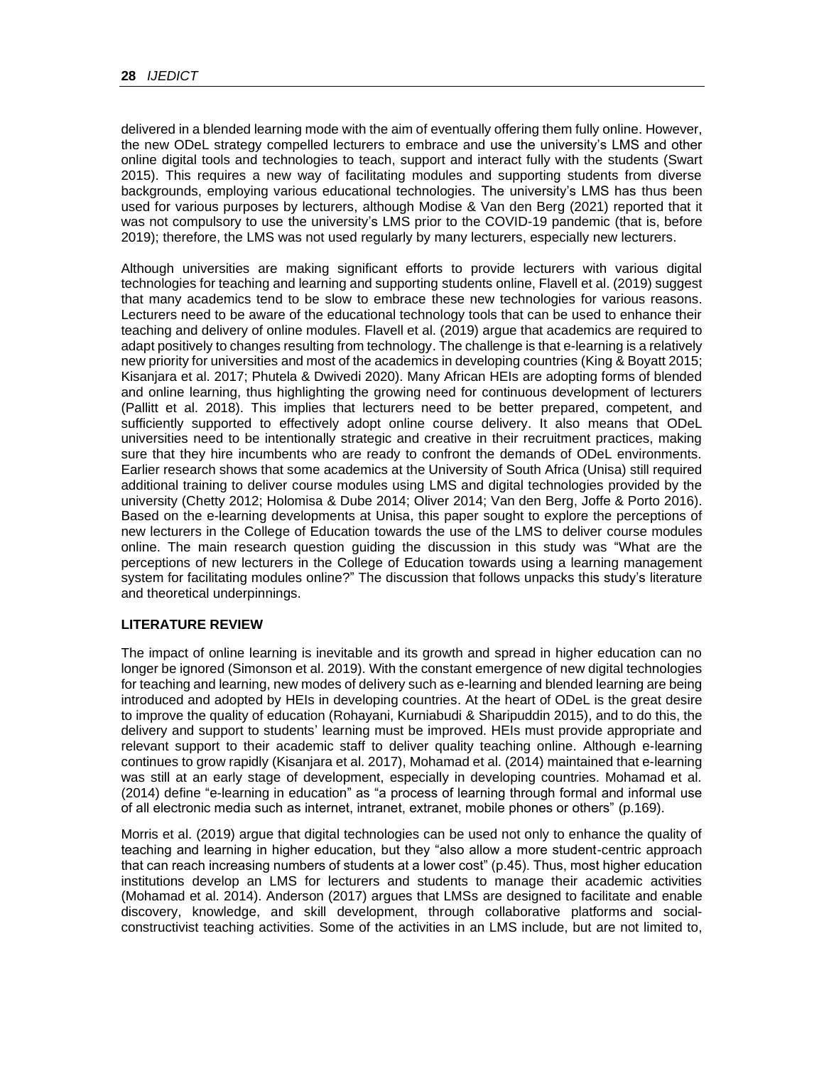delivered in a blended learning mode with the aim of eventually offering them fully online. However, the new ODeL strategy compelled lecturers to embrace and use the university's LMS and other online digital tools and technologies to teach, support and interact fully with the students (Swart 2015). This requires a new way of facilitating modules and supporting students from diverse backgrounds, employing various educational technologies. The university's LMS has thus been used for various purposes by lecturers, although Modise & Van den Berg (2021) reported that it was not compulsory to use the university's LMS prior to the COVID-19 pandemic (that is, before 2019); therefore, the LMS was not used regularly by many lecturers, especially new lecturers.

Although universities are making significant efforts to provide lecturers with various digital technologies for teaching and learning and supporting students online, Flavell et al. (2019) suggest that many academics tend to be slow to embrace these new technologies for various reasons. Lecturers need to be aware of the educational technology tools that can be used to enhance their teaching and delivery of online modules. Flavell et al. (2019) argue that academics are required to adapt positively to changes resulting from technology. The challenge is that e-learning is a relatively new priority for universities and most of the academics in developing countries (King & Boyatt 2015; Kisanjara et al. 2017; Phutela & Dwivedi 2020). Many African HEIs are adopting forms of blended and online learning, thus highlighting the growing need for continuous development of lecturers (Pallitt et al. 2018). This implies that lecturers need to be better prepared, competent, and sufficiently supported to effectively adopt online course delivery. It also means that ODeL universities need to be intentionally strategic and creative in their recruitment practices, making sure that they hire incumbents who are ready to confront the demands of ODeL environments. Earlier research shows that some academics at the University of South Africa (Unisa) still required additional training to deliver course modules using LMS and digital technologies provided by the university (Chetty 2012; Holomisa & Dube 2014; Oliver 2014; Van den Berg, Joffe & Porto 2016). Based on the e-learning developments at Unisa, this paper sought to explore the perceptions of new lecturers in the College of Education towards the use of the LMS to deliver course modules online. The main research question guiding the discussion in this study was "What are the perceptions of new lecturers in the College of Education towards using a learning management system for facilitating modules online?" The discussion that follows unpacks this study's literature and theoretical underpinnings.

## LITERATURE REVIEW

The impact of online learning is inevitable and its growth and spread in higher education can no longer be ignored (Simonson et al. 2019). With the constant emergence of new digital technologies for teaching and learning, new modes of delivery such as e-learning and blended learning are being introduced and adopted by HEIs in developing countries. At the heart of ODeL is the great desire to improve the quality of education (Rohayani, Kurniabudi & Sharipuddin 2015), and to do this, the delivery and support to students' learning must be improved. HEIs must provide appropriate and relevant support to their academic staff to deliver quality teaching online. Although e-learning continues to grow rapidly (Kisanjara et al. 2017), Mohamad et al. (2014) maintained that e-learning was still at an early stage of development, especially in developing countries. Mohamad et al. (2014) define "e-learning in education" as "a process of learning through formal and informal use of all electronic media such as internet, intranet, extranet, mobile phones or others" (p.169).

Morris et al. (2019) argue that digital technologies can be used not only to enhance the quality of teaching and learning in higher education, but they "also allow a more student-centric approach that can reach increasing numbers of students at a lower cost" (p.45). Thus, most higher education institutions develop an LMS for lecturers and students to manage their academic activities (Mohamad et al. 2014). Anderson (2017) argues that LMSs are designed to facilitate and enable discovery, knowledge, and skill development, through collaborative platforms and social-constructivist teaching activities. Some of the activities in an LMS include, but are not limited to,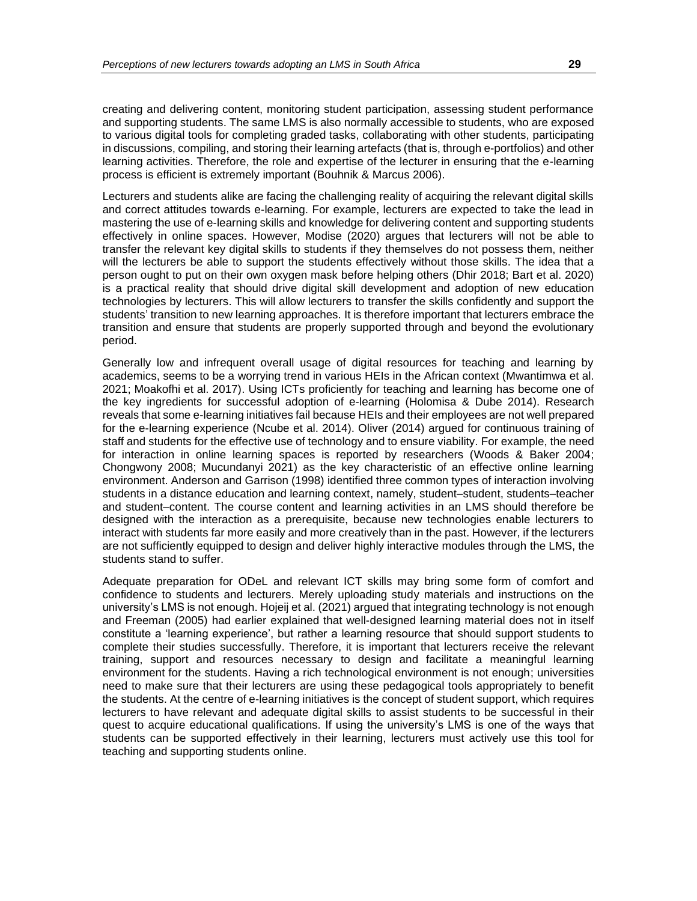creating and delivering content, monitoring student participation, assessing student performance and supporting students. The same LMS is also normally accessible to students, who are exposed to various digital tools for completing graded tasks, collaborating with other students, participating in discussions, compiling, and storing their learning artefacts (that is, through e-portfolios) and other learning activities. Therefore, the role and expertise of the lecturer in ensuring that the e-learning process is efficient is extremely important (Bouhnik & Marcus 2006).

Lecturers and students alike are facing the challenging reality of acquiring the relevant digital skills and correct attitudes towards e-learning. For example, lecturers are expected to take the lead in mastering the use of e-learning skills and knowledge for delivering content and supporting students effectively in online spaces. However, Modise (2020) argues that lecturers will not be able to transfer the relevant key digital skills to students if they themselves do not possess them, neither will the lecturers be able to support the students effectively without those skills. The idea that a person ought to put on their own oxygen mask before helping others (Dhir 2018; Bart et al. 2020) is a practical reality that should drive digital skill development and adoption of new education technologies by lecturers. This will allow lecturers to transfer the skills confidently and support the students' transition to new learning approaches. It is therefore important that lecturers embrace the transition and ensure that students are properly supported through and beyond the evolutionary period.

Generally low and infrequent overall usage of digital resources for teaching and learning by academics, seems to be a worrying trend in various HEIs in the African context (Mwantimwa et al. 2021; Moakofhi et al. 2017). Using ICTs proficiently for teaching and learning has become one of the key ingredients for successful adoption of e-learning (Holomisa & Dube 2014). Research reveals that some e-learning initiatives fail because HEIs and their employees are not well prepared for the e-learning experience (Ncube et al. 2014). Oliver (2014) argued for continuous training of staff and students for the effective use of technology and to ensure viability. For example, the need for interaction in online learning spaces is reported by researchers (Woods & Baker 2004; Chongwony 2008; Mucundanyi 2021) as the key characteristic of an effective online learning environment. Anderson and Garrison (1998) identified three common types of interaction involving students in a distance education and learning context, namely, student–student, students–teacher and student–content. The course content and learning activities in an LMS should therefore be designed with the interaction as a prerequisite, because new technologies enable lecturers to interact with students far more easily and more creatively than in the past. However, if the lecturers are not sufficiently equipped to design and deliver highly interactive modules through the LMS, the students stand to suffer.

Adequate preparation for ODeL and relevant ICT skills may bring some form of comfort and confidence to students and lecturers. Merely uploading study materials and instructions on the university's LMS is not enough. Hojeij et al. (2021) argued that integrating technology is not enough and Freeman (2005) had earlier explained that well-designed learning material does not in itself constitute a 'learning experience', but rather a learning resource that should support students to complete their studies successfully. Therefore, it is important that lecturers receive the relevant training, support and resources necessary to design and facilitate a meaningful learning environment for the students. Having a rich technological environment is not enough; universities need to make sure that their lecturers are using these pedagogical tools appropriately to benefit the students. At the centre of e-learning initiatives is the concept of student support, which requires lecturers to have relevant and adequate digital skills to assist students to be successful in their quest to acquire educational qualifications. If using the university's LMS is one of the ways that students can be supported effectively in their learning, lecturers must actively use this tool for teaching and supporting students online.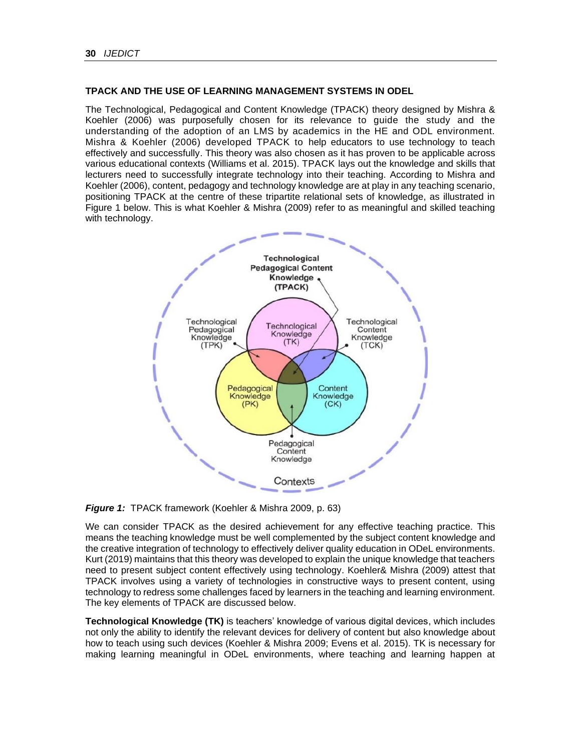### TPACK AND THE USE OF LEARNING MANAGEMENT SYSTEMS IN ODEL

The Technological, Pedagogical and Content Knowledge (TPACK) theory designed by Mishra & Koehler (2006) was purposefully chosen for its relevance to guide the study and the understanding of the adoption of an LMS by academics in the HE and ODL environment. Mishra & Koehler (2006) developed TPACK to help educators to use technology to teach effectively and successfully. This theory was also chosen as it has proven to be applicable across various educational contexts (Williams et al. 2015). TPACK lays out the knowledge and skills that lecturers need to successfully integrate technology into their teaching. According to Mishra and Koehler (2006), content, pedagogy and technology knowledge are at play in any teaching scenario, positioning TPACK at the centre of these tripartite relational sets of knowledge, as illustrated in Figure 1 below. This is what Koehler & Mishra (2009) refer to as meaningful and skilled teaching with technology.

***Figure 1:*** TPACK framework (Koehler & Mishra 2009, p. 63)

We can consider TPACK as the desired achievement for any effective teaching practice. This means the teaching knowledge must be well complemented by the subject content knowledge and the creative integration of technology to effectively deliver quality education in ODeL environments. Kurt (2019) maintains that this theory was developed to explain the unique knowledge that teachers need to present subject content effectively using technology. Koehler& Mishra (2009) attest that TPACK involves using a variety of technologies in constructive ways to present content, using technology to redress some challenges faced by learners in the teaching and learning environment. The key elements of TPACK are discussed below.

**Technological Knowledge (TK)** is teachers' knowledge of various digital devices, which includes not only the ability to identify the relevant devices for delivery of content but also knowledge about how to teach using such devices (Koehler & Mishra 2009; Evens et al. 2015). TK is necessary for making learning meaningful in ODeL environments, where teaching and learning happen at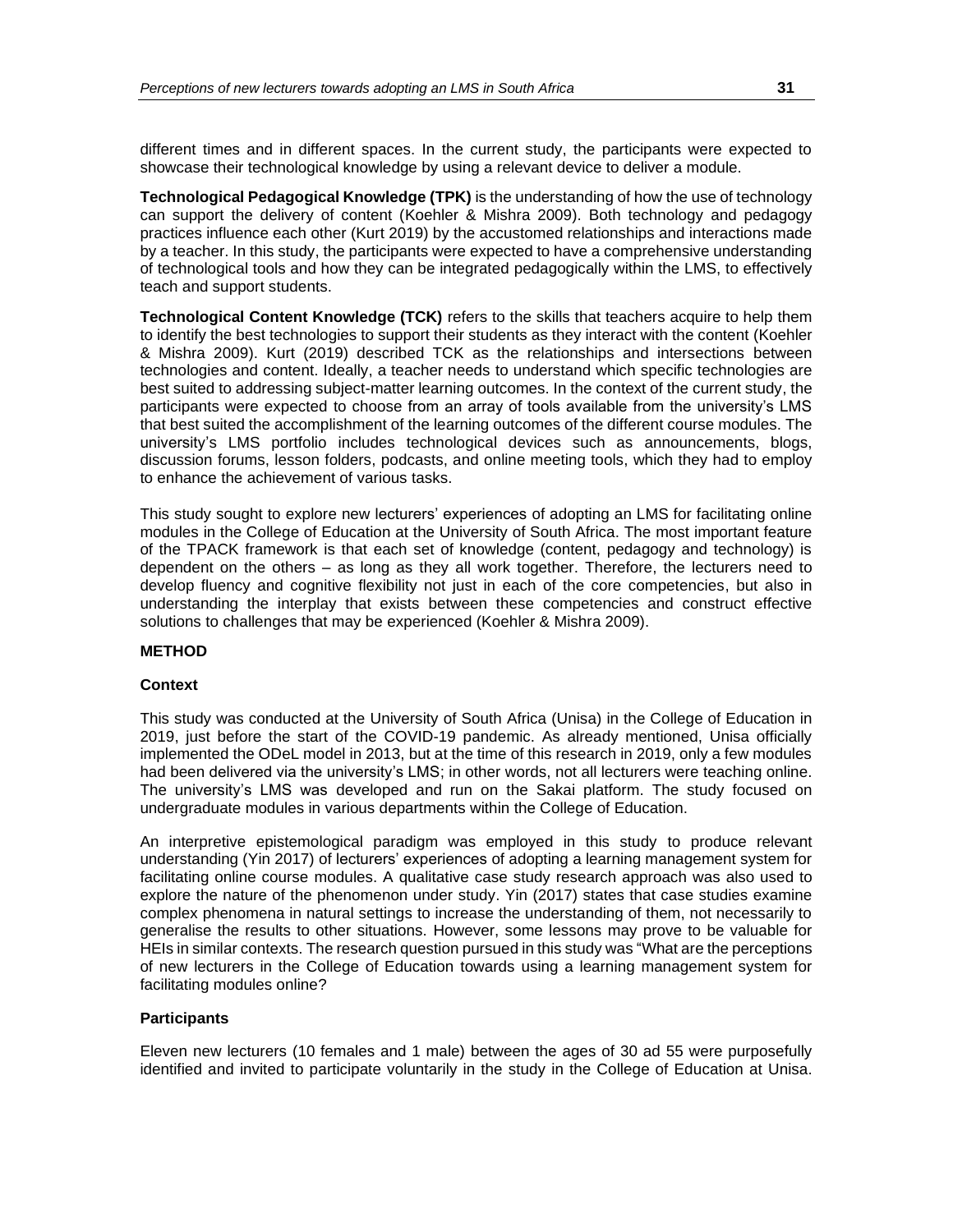different times and in different spaces. In the current study, the participants were expected to showcase their technological knowledge by using a relevant device to deliver a module.

**Technological Pedagogical Knowledge (TPK)** is the understanding of how the use of technology can support the delivery of content (Koehler & Mishra 2009). Both technology and pedagogy practices influence each other (Kurt 2019) by the accustomed relationships and interactions made by a teacher. In this study, the participants were expected to have a comprehensive understanding of technological tools and how they can be integrated pedagogically within the LMS, to effectively teach and support students.

**Technological Content Knowledge (TCK)** refers to the skills that teachers acquire to help them to identify the best technologies to support their students as they interact with the content (Koehler & Mishra 2009). Kurt (2019) described TCK as the relationships and intersections between technologies and content. Ideally, a teacher needs to understand which specific technologies are best suited to addressing subject-matter learning outcomes. In the context of the current study, the participants were expected to choose from an array of tools available from the university's LMS that best suited the accomplishment of the learning outcomes of the different course modules. The university's LMS portfolio includes technological devices such as announcements, blogs, discussion forums, lesson folders, podcasts, and online meeting tools, which they had to employ to enhance the achievement of various tasks.

This study sought to explore new lecturers' experiences of adopting an LMS for facilitating online modules in the College of Education at the University of South Africa. The most important feature of the TPACK framework is that each set of knowledge (content, pedagogy and technology) is dependent on the others – as long as they all work together. Therefore, the lecturers need to develop fluency and cognitive flexibility not just in each of the core competencies, but also in understanding the interplay that exists between these competencies and construct effective solutions to challenges that may be experienced (Koehler & Mishra 2009).

## METHOD

### Context

This study was conducted at the University of South Africa (Unisa) in the College of Education in 2019, just before the start of the COVID-19 pandemic. As already mentioned, Unisa officially implemented the ODeL model in 2013, but at the time of this research in 2019, only a few modules had been delivered via the university's LMS; in other words, not all lecturers were teaching online. The university's LMS was developed and run on the Sakai platform. The study focused on undergraduate modules in various departments within the College of Education.

An interpretive epistemological paradigm was employed in this study to produce relevant understanding (Yin 2017) of lecturers' experiences of adopting a learning management system for facilitating online course modules. A qualitative case study research approach was also used to explore the nature of the phenomenon under study. Yin (2017) states that case studies examine complex phenomena in natural settings to increase the understanding of them, not necessarily to generalise the results to other situations. However, some lessons may prove to be valuable for HEIs in similar contexts. The research question pursued in this study was "What are the perceptions of new lecturers in the College of Education towards using a learning management system for facilitating modules online?

### Participants

Eleven new lecturers (10 females and 1 male) between the ages of 30 ad 55 were purposefully identified and invited to participate voluntarily in the study in the College of Education at Unisa.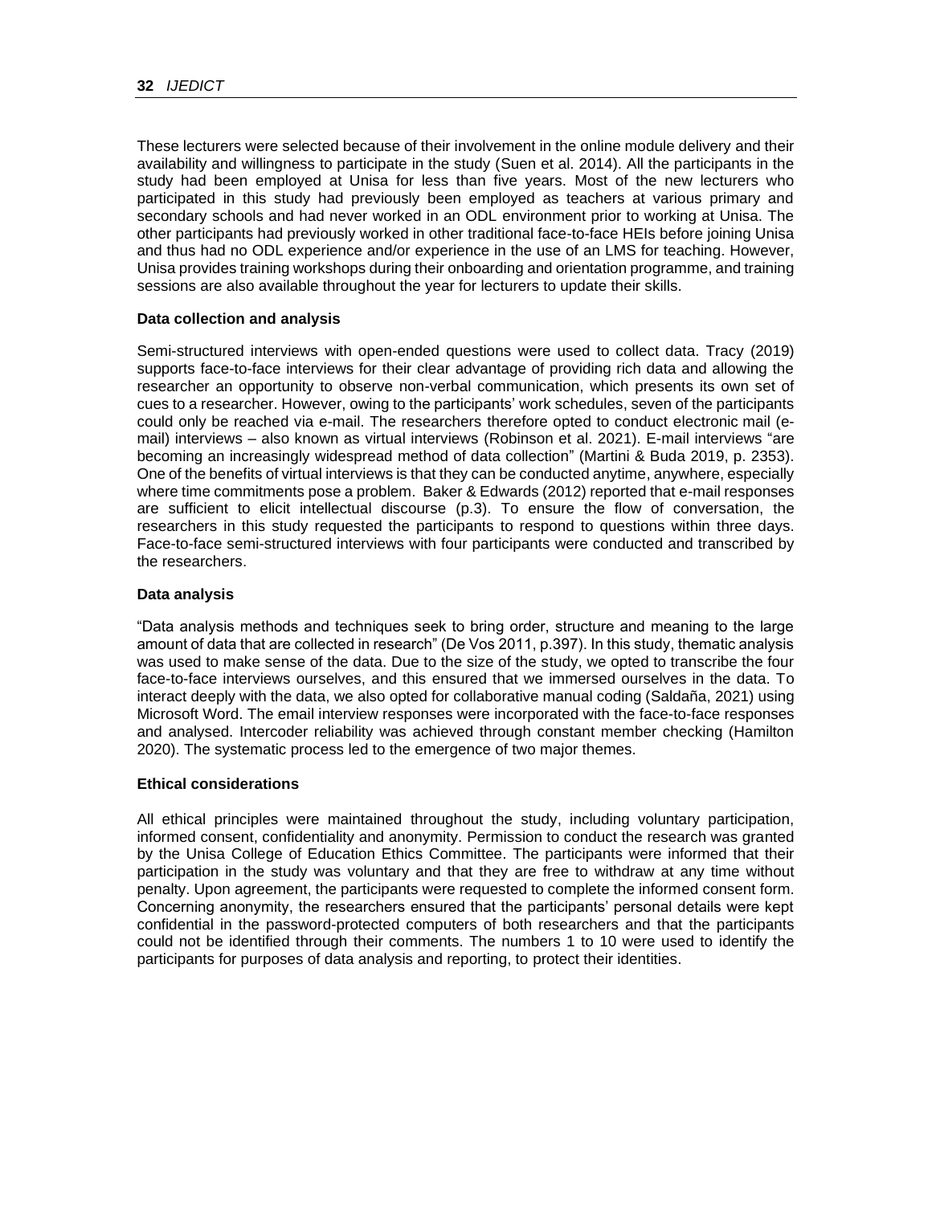These lecturers were selected because of their involvement in the online module delivery and their availability and willingness to participate in the study (Suen et al. 2014). All the participants in the study had been employed at Unisa for less than five years. Most of the new lecturers who participated in this study had previously been employed as teachers at various primary and secondary schools and had never worked in an ODL environment prior to working at Unisa. The other participants had previously worked in other traditional face-to-face HEIs before joining Unisa and thus had no ODL experience and/or experience in the use of an LMS for teaching. However, Unisa provides training workshops during their onboarding and orientation programme, and training sessions are also available throughout the year for lecturers to update their skills.

### Data collection and analysis

Semi-structured interviews with open-ended questions were used to collect data. Tracy (2019) supports face-to-face interviews for their clear advantage of providing rich data and allowing the researcher an opportunity to observe non-verbal communication, which presents its own set of cues to a researcher. However, owing to the participants' work schedules, seven of the participants could only be reached via e-mail. The researchers therefore opted to conduct electronic mail (e-mail) interviews – also known as virtual interviews (Robinson et al. 2021). E-mail interviews "are becoming an increasingly widespread method of data collection" (Martini & Buda 2019, p. 2353). One of the benefits of virtual interviews is that they can be conducted anytime, anywhere, especially where time commitments pose a problem. Baker & Edwards (2012) reported that e-mail responses are sufficient to elicit intellectual discourse (p.3). To ensure the flow of conversation, the researchers in this study requested the participants to respond to questions within three days. Face-to-face semi-structured interviews with four participants were conducted and transcribed by the researchers.

### Data analysis

"Data analysis methods and techniques seek to bring order, structure and meaning to the large amount of data that are collected in research" (De Vos 2011, p.397). In this study, thematic analysis was used to make sense of the data. Due to the size of the study, we opted to transcribe the four face-to-face interviews ourselves, and this ensured that we immersed ourselves in the data. To interact deeply with the data, we also opted for collaborative manual coding (Saldaña, 2021) using Microsoft Word. The email interview responses were incorporated with the face-to-face responses and analysed. Intercoder reliability was achieved through constant member checking (Hamilton 2020). The systematic process led to the emergence of two major themes.

### Ethical considerations

All ethical principles were maintained throughout the study, including voluntary participation, informed consent, confidentiality and anonymity. Permission to conduct the research was granted by the Unisa College of Education Ethics Committee. The participants were informed that their participation in the study was voluntary and that they are free to withdraw at any time without penalty. Upon agreement, the participants were requested to complete the informed consent form. Concerning anonymity, the researchers ensured that the participants' personal details were kept confidential in the password-protected computers of both researchers and that the participants could not be identified through their comments. The numbers 1 to 10 were used to identify the participants for purposes of data analysis and reporting, to protect their identities.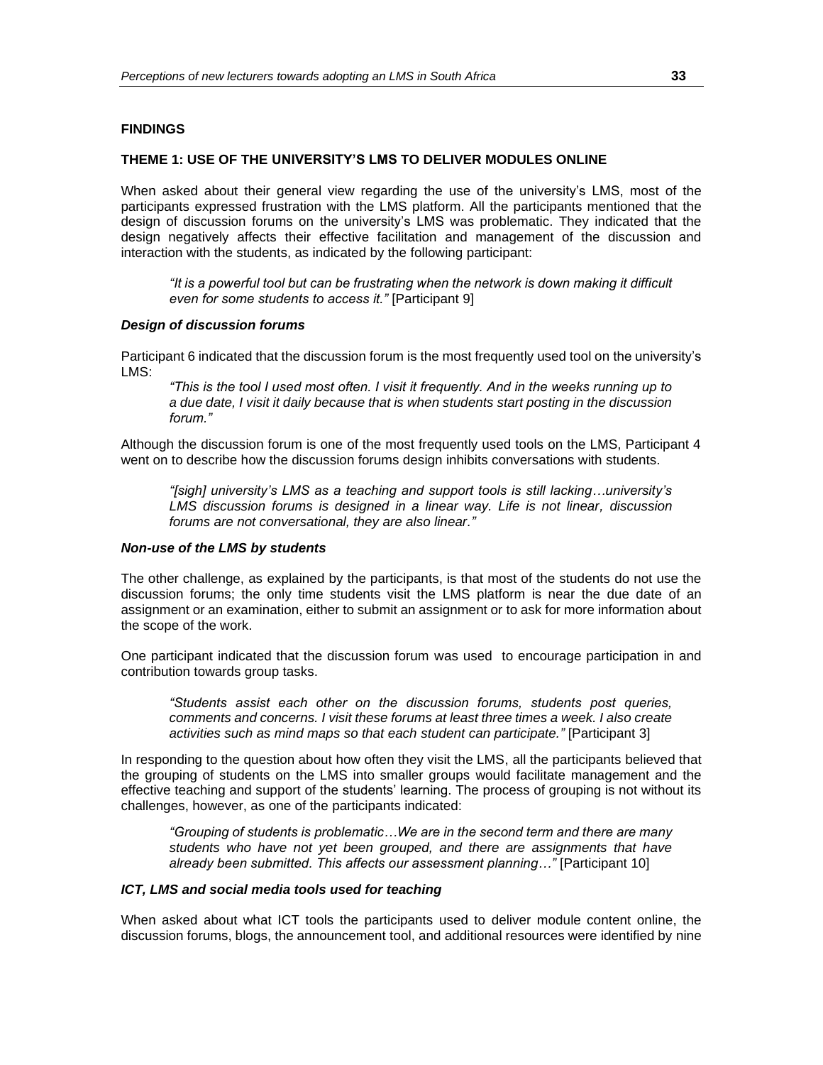## FINDINGS

### THEME 1: USE OF THE UNIVERSITY'S LMS TO DELIVER MODULES ONLINE

When asked about their general view regarding the use of the university's LMS, most of the participants expressed frustration with the LMS platform. All the participants mentioned that the design of discussion forums on the university's LMS was problematic. They indicated that the design negatively affects their effective facilitation and management of the discussion and interaction with the students, as indicated by the following participant:

> *"It is a powerful tool but can be frustrating when the network is down making it difficult even for some students to access it."* [Participant 9]

#### *Design of discussion forums*

Participant 6 indicated that the discussion forum is the most frequently used tool on the university's LMS:

> *"This is the tool I used most often. I visit it frequently. And in the weeks running up to a due date, I visit it daily because that is when students start posting in the discussion forum."*

Although the discussion forum is one of the most frequently used tools on the LMS, Participant 4 went on to describe how the discussion forums design inhibits conversations with students.

> *"[sigh] university's LMS as a teaching and support tools is still lacking…university's LMS discussion forums is designed in a linear way. Life is not linear, discussion forums are not conversational, they are also linear."*

#### *Non-use of the LMS by students*

The other challenge, as explained by the participants, is that most of the students do not use the discussion forums; the only time students visit the LMS platform is near the due date of an assignment or an examination, either to submit an assignment or to ask for more information about the scope of the work.

One participant indicated that the discussion forum was used to encourage participation in and contribution towards group tasks.

> *"Students assist each other on the discussion forums, students post queries, comments and concerns. I visit these forums at least three times a week. I also create activities such as mind maps so that each student can participate."* [Participant 3]

In responding to the question about how often they visit the LMS, all the participants believed that the grouping of students on the LMS into smaller groups would facilitate management and the effective teaching and support of the students' learning. The process of grouping is not without its challenges, however, as one of the participants indicated:

> *"Grouping of students is problematic…We are in the second term and there are many students who have not yet been grouped, and there are assignments that have already been submitted. This affects our assessment planning…"* [Participant 10]

#### *ICT, LMS and social media tools used for teaching*

When asked about what ICT tools the participants used to deliver module content online, the discussion forums, blogs, the announcement tool, and additional resources were identified by nine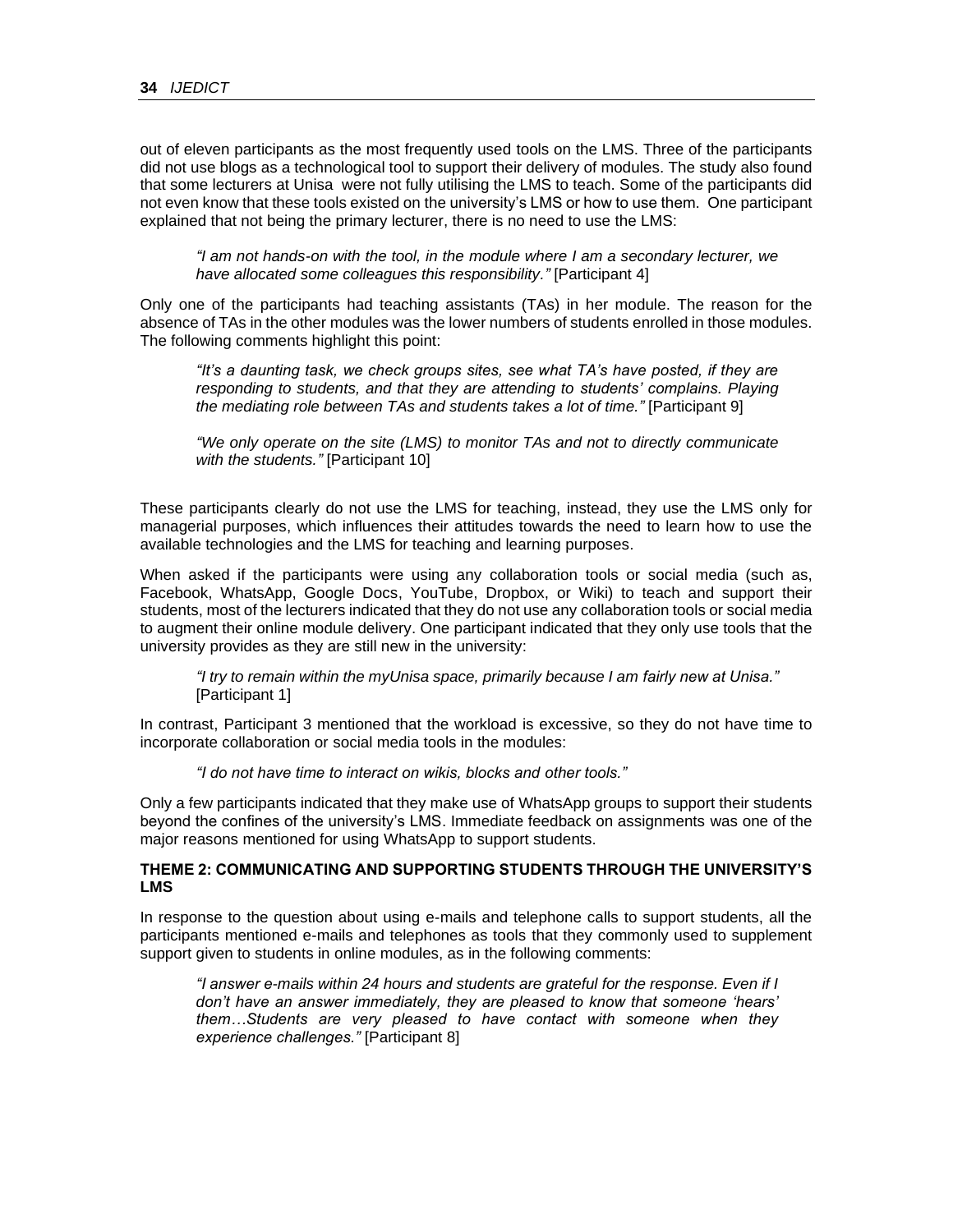out of eleven participants as the most frequently used tools on the LMS. Three of the participants did not use blogs as a technological tool to support their delivery of modules. The study also found that some lecturers at Unisa were not fully utilising the LMS to teach. Some of the participants did not even know that these tools existed on the university's LMS or how to use them. One participant explained that not being the primary lecturer, there is no need to use the LMS:

> *"I am not hands-on with the tool, in the module where I am a secondary lecturer, we have allocated some colleagues this responsibility."* [Participant 4]

Only one of the participants had teaching assistants (TAs) in her module. The reason for the absence of TAs in the other modules was the lower numbers of students enrolled in those modules. The following comments highlight this point:

> *"It's a daunting task, we check groups sites, see what TA's have posted, if they are responding to students, and that they are attending to students' complains. Playing the mediating role between TAs and students takes a lot of time."* [Participant 9]

> *"We only operate on the site (LMS) to monitor TAs and not to directly communicate with the students."* [Participant 10]

These participants clearly do not use the LMS for teaching, instead, they use the LMS only for managerial purposes, which influences their attitudes towards the need to learn how to use the available technologies and the LMS for teaching and learning purposes.

When asked if the participants were using any collaboration tools or social media (such as, Facebook, WhatsApp, Google Docs, YouTube, Dropbox, or Wiki) to teach and support their students, most of the lecturers indicated that they do not use any collaboration tools or social media to augment their online module delivery. One participant indicated that they only use tools that the university provides as they are still new in the university:

> *"I try to remain within the myUnisa space, primarily because I am fairly new at Unisa."* [Participant 1]

In contrast, Participant 3 mentioned that the workload is excessive, so they do not have time to incorporate collaboration or social media tools in the modules:

> *"I do not have time to interact on wikis, blocks and other tools."*

Only a few participants indicated that they make use of WhatsApp groups to support their students beyond the confines of the university's LMS. Immediate feedback on assignments was one of the major reasons mentioned for using WhatsApp to support students.

### THEME 2: COMMUNICATING AND SUPPORTING STUDENTS THROUGH THE UNIVERSITY'S LMS

In response to the question about using e-mails and telephone calls to support students, all the participants mentioned e-mails and telephones as tools that they commonly used to supplement support given to students in online modules, as in the following comments:

> *"I answer e-mails within 24 hours and students are grateful for the response. Even if I don't have an answer immediately, they are pleased to know that someone 'hears' them…Students are very pleased to have contact with someone when they experience challenges."* [Participant 8]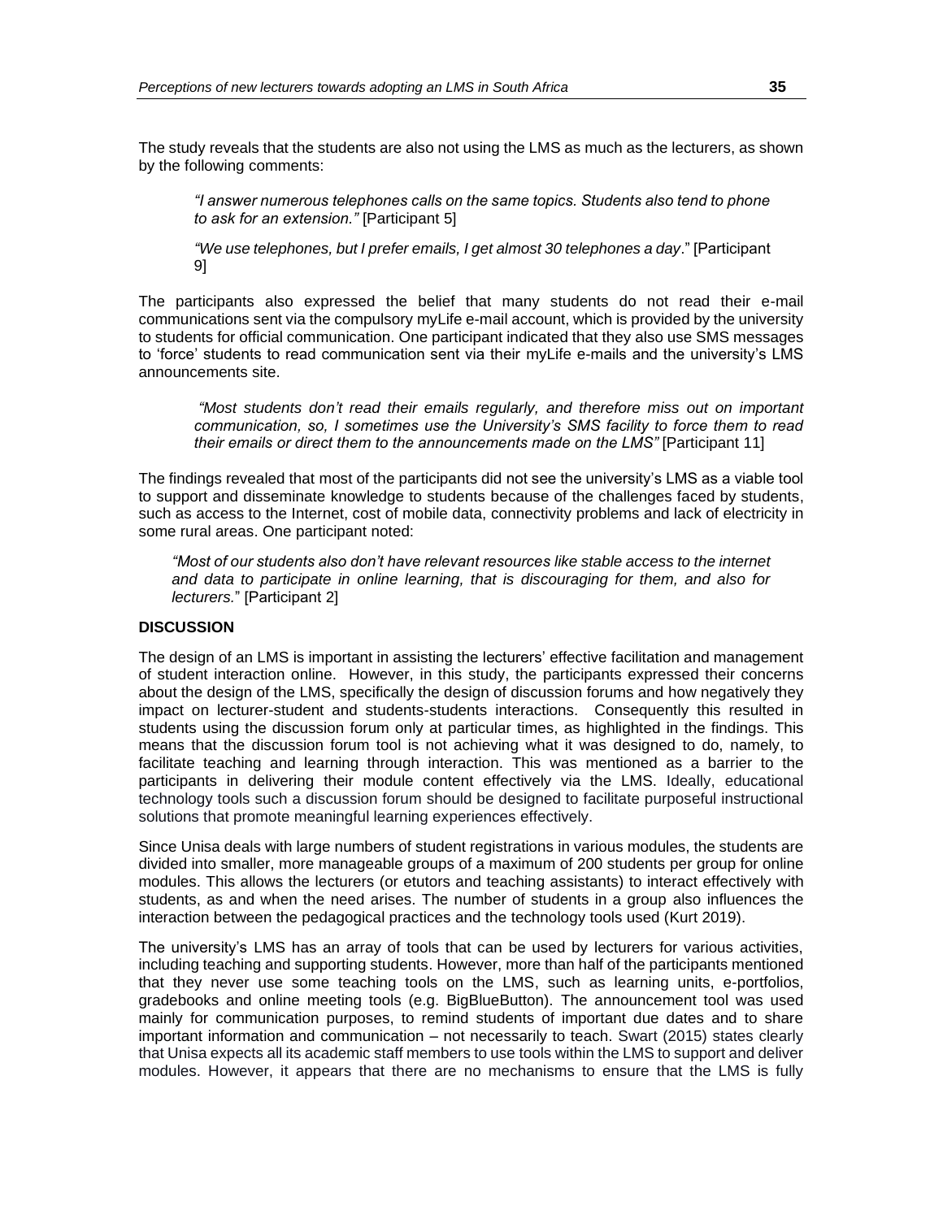The study reveals that the students are also not using the LMS as much as the lecturers, as shown by the following comments:

> *"I answer numerous telephones calls on the same topics. Students also tend to phone to ask for an extension."* [Participant 5]
>
> *"We use telephones, but I prefer emails, I get almost 30 telephones a day*." [Participant 9]

The participants also expressed the belief that many students do not read their e-mail communications sent via the compulsory myLife e-mail account, which is provided by the university to students for official communication. One participant indicated that they also use SMS messages to 'force' students to read communication sent via their myLife e-mails and the university's LMS announcements site.

> *"Most students don't read their emails regularly, and therefore miss out on important communication, so, I sometimes use the University's SMS facility to force them to read their emails or direct them to the announcements made on the LMS"* [Participant 11]

The findings revealed that most of the participants did not see the university's LMS as a viable tool to support and disseminate knowledge to students because of the challenges faced by students, such as access to the Internet, cost of mobile data, connectivity problems and lack of electricity in some rural areas. One participant noted:

> *"Most of our students also don't have relevant resources like stable access to the internet and data to participate in online learning, that is discouraging for them, and also for lecturers.*" [Participant 2]

## DISCUSSION

The design of an LMS is important in assisting the lecturers' effective facilitation and management of student interaction online. However, in this study, the participants expressed their concerns about the design of the LMS, specifically the design of discussion forums and how negatively they impact on lecturer-student and students-students interactions. Consequently this resulted in students using the discussion forum only at particular times, as highlighted in the findings. This means that the discussion forum tool is not achieving what it was designed to do, namely, to facilitate teaching and learning through interaction. This was mentioned as a barrier to the participants in delivering their module content effectively via the LMS. Ideally, educational technology tools such a discussion forum should be designed to facilitate purposeful instructional solutions that promote meaningful learning experiences effectively.

Since Unisa deals with large numbers of student registrations in various modules, the students are divided into smaller, more manageable groups of a maximum of 200 students per group for online modules. This allows the lecturers (or etutors and teaching assistants) to interact effectively with students, as and when the need arises. The number of students in a group also influences the interaction between the pedagogical practices and the technology tools used (Kurt 2019).

The university's LMS has an array of tools that can be used by lecturers for various activities, including teaching and supporting students. However, more than half of the participants mentioned that they never use some teaching tools on the LMS, such as learning units, e-portfolios, gradebooks and online meeting tools (e.g. BigBlueButton). The announcement tool was used mainly for communication purposes, to remind students of important due dates and to share important information and communication – not necessarily to teach. Swart (2015) states clearly that Unisa expects all its academic staff members to use tools within the LMS to support and deliver modules. However, it appears that there are no mechanisms to ensure that the LMS is fully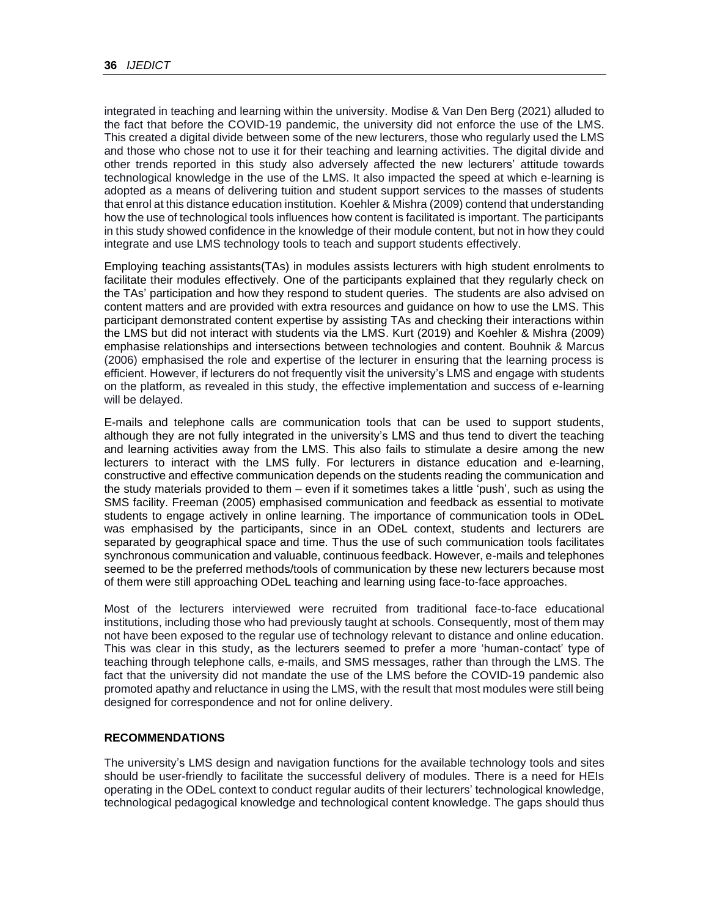integrated in teaching and learning within the university. Modise & Van Den Berg (2021) alluded to the fact that before the COVID-19 pandemic, the university did not enforce the use of the LMS. This created a digital divide between some of the new lecturers, those who regularly used the LMS and those who chose not to use it for their teaching and learning activities. The digital divide and other trends reported in this study also adversely affected the new lecturers' attitude towards technological knowledge in the use of the LMS. It also impacted the speed at which e-learning is adopted as a means of delivering tuition and student support services to the masses of students that enrol at this distance education institution. Koehler & Mishra (2009) contend that understanding how the use of technological tools influences how content is facilitated is important. The participants in this study showed confidence in the knowledge of their module content, but not in how they could integrate and use LMS technology tools to teach and support students effectively.

Employing teaching assistants(TAs) in modules assists lecturers with high student enrolments to facilitate their modules effectively. One of the participants explained that they regularly check on the TAs' participation and how they respond to student queries. The students are also advised on content matters and are provided with extra resources and guidance on how to use the LMS. This participant demonstrated content expertise by assisting TAs and checking their interactions within the LMS but did not interact with students via the LMS. Kurt (2019) and Koehler & Mishra (2009) emphasise relationships and intersections between technologies and content. Bouhnik & Marcus (2006) emphasised the role and expertise of the lecturer in ensuring that the learning process is efficient. However, if lecturers do not frequently visit the university's LMS and engage with students on the platform, as revealed in this study, the effective implementation and success of e-learning will be delayed.

E-mails and telephone calls are communication tools that can be used to support students, although they are not fully integrated in the university's LMS and thus tend to divert the teaching and learning activities away from the LMS. This also fails to stimulate a desire among the new lecturers to interact with the LMS fully. For lecturers in distance education and e-learning, constructive and effective communication depends on the students reading the communication and the study materials provided to them – even if it sometimes takes a little 'push', such as using the SMS facility. Freeman (2005) emphasised communication and feedback as essential to motivate students to engage actively in online learning. The importance of communication tools in ODeL was emphasised by the participants, since in an ODeL context, students and lecturers are separated by geographical space and time. Thus the use of such communication tools facilitates synchronous communication and valuable, continuous feedback. However, e-mails and telephones seemed to be the preferred methods/tools of communication by these new lecturers because most of them were still approaching ODeL teaching and learning using face-to-face approaches.

Most of the lecturers interviewed were recruited from traditional face-to-face educational institutions, including those who had previously taught at schools. Consequently, most of them may not have been exposed to the regular use of technology relevant to distance and online education. This was clear in this study, as the lecturers seemed to prefer a more 'human-contact' type of teaching through telephone calls, e-mails, and SMS messages, rather than through the LMS. The fact that the university did not mandate the use of the LMS before the COVID-19 pandemic also promoted apathy and reluctance in using the LMS, with the result that most modules were still being designed for correspondence and not for online delivery.

## RECOMMENDATIONS

The university's LMS design and navigation functions for the available technology tools and sites should be user-friendly to facilitate the successful delivery of modules. There is a need for HEIs operating in the ODeL context to conduct regular audits of their lecturers' technological knowledge, technological pedagogical knowledge and technological content knowledge. The gaps should thus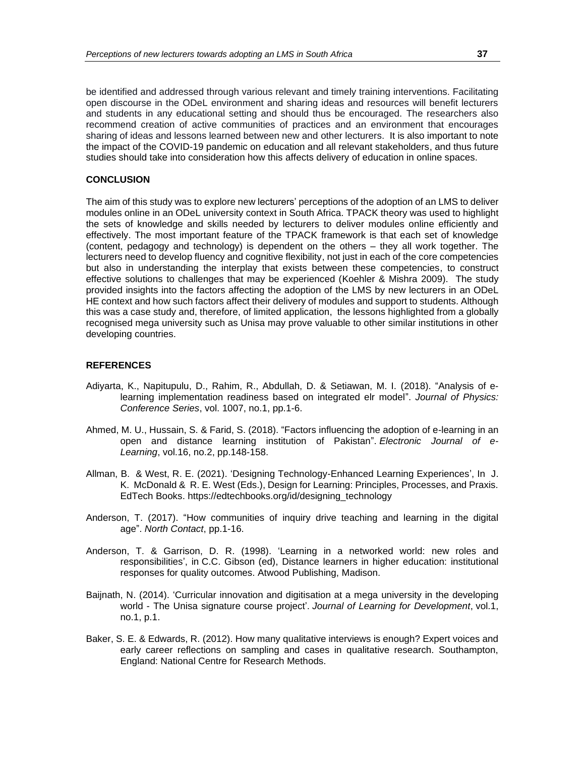be identified and addressed through various relevant and timely training interventions. Facilitating open discourse in the ODeL environment and sharing ideas and resources will benefit lecturers and students in any educational setting and should thus be encouraged. The researchers also recommend creation of active communities of practices and an environment that encourages sharing of ideas and lessons learned between new and other lecturers. It is also important to note the impact of the COVID-19 pandemic on education and all relevant stakeholders, and thus future studies should take into consideration how this affects delivery of education in online spaces.

## CONCLUSION

The aim of this study was to explore new lecturers' perceptions of the adoption of an LMS to deliver modules online in an ODeL university context in South Africa. TPACK theory was used to highlight the sets of knowledge and skills needed by lecturers to deliver modules online efficiently and effectively. The most important feature of the TPACK framework is that each set of knowledge (content, pedagogy and technology) is dependent on the others – they all work together. The lecturers need to develop fluency and cognitive flexibility, not just in each of the core competencies but also in understanding the interplay that exists between these competencies, to construct effective solutions to challenges that may be experienced (Koehler & Mishra 2009). The study provided insights into the factors affecting the adoption of the LMS by new lecturers in an ODeL HE context and how such factors affect their delivery of modules and support to students. Although this was a case study and, therefore, of limited application, the lessons highlighted from a globally recognised mega university such as Unisa may prove valuable to other similar institutions in other developing countries.

## REFERENCES

Adiyarta, K., Napitupulu, D., Rahim, R., Abdullah, D. & Setiawan, M. I. (2018). "Analysis of e-learning implementation readiness based on integrated elr model". *Journal of Physics: Conference Series*, vol. 1007, no.1, pp.1-6.

Ahmed, M. U., Hussain, S. & Farid, S. (2018). "Factors influencing the adoption of e-learning in an open and distance learning institution of Pakistan". *Electronic Journal of e-Learning*, vol.16, no.2, pp.148-158.

Allman, B. & West, R. E. (2021). 'Designing Technology-Enhanced Learning Experiences', In J. K. McDonald & R. E. West (Eds.), Design for Learning: Principles, Processes, and Praxis. EdTech Books. https://edtechbooks.org/id/designing_technology

Anderson, T. (2017). "How communities of inquiry drive teaching and learning in the digital age". *North Contact*, pp.1-16.

Anderson, T. & Garrison, D. R. (1998). 'Learning in a networked world: new roles and responsibilities', in C.C. Gibson (ed), Distance learners in higher education: institutional responses for quality outcomes. Atwood Publishing, Madison.

Baijnath, N. (2014). 'Curricular innovation and digitisation at a mega university in the developing world - The Unisa signature course project'. *Journal of Learning for Development*, vol.1, no.1, p.1.

Baker, S. E. & Edwards, R. (2012). How many qualitative interviews is enough? Expert voices and early career reflections on sampling and cases in qualitative research. Southampton, England: National Centre for Research Methods.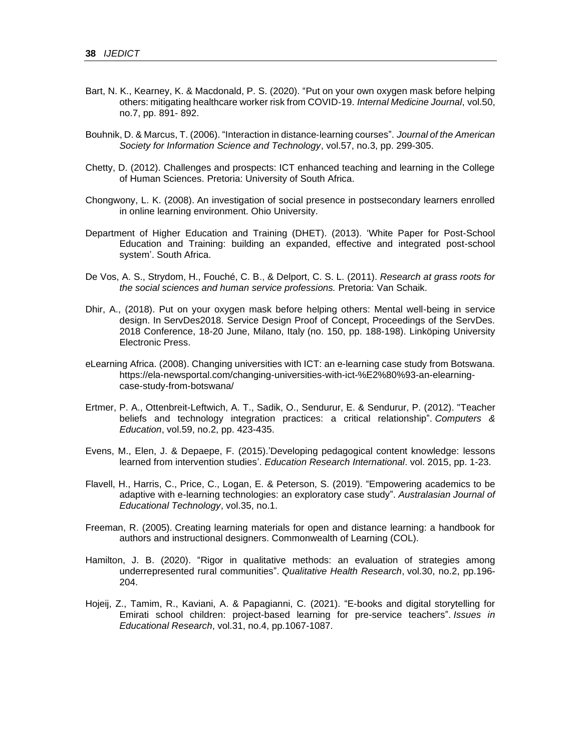Bart, N. K., Kearney, K. & Macdonald, P. S. (2020). “Put on your own oxygen mask before helping others: mitigating healthcare worker risk from COVID-19. *Internal Medicine Journal*, vol.50, no.7, pp. 891- 892.

Bouhnik, D. & Marcus, T. (2006). “Interaction in distance-learning courses”. *Journal of the American Society for Information Science and Technology*, vol.57, no.3, pp. 299-305.

Chetty, D. (2012). Challenges and prospects: ICT enhanced teaching and learning in the College of Human Sciences. Pretoria: University of South Africa.

Chongwony, L. K. (2008). An investigation of social presence in postsecondary learners enrolled in online learning environment. Ohio University.

Department of Higher Education and Training (DHET). (2013). ‘White Paper for Post-School Education and Training: building an expanded, effective and integrated post-school system’. South Africa.

De Vos, A. S., Strydom, H., Fouché, C. B., & Delport, C. S. L. (2011). *Research at grass roots for the social sciences and human service professions.* Pretoria: Van Schaik.

Dhir, A., (2018). Put on your oxygen mask before helping others: Mental well-being in service design. In ServDes2018. Service Design Proof of Concept, Proceedings of the ServDes. 2018 Conference, 18-20 June, Milano, Italy (no. 150, pp. 188-198). Linköping University Electronic Press.

eLearning Africa. (2008). Changing universities with ICT: an e-learning case study from Botswana. https://ela-newsportal.com/changing-universities-with-ict-%E2%80%93-an-elearning-case-study-from-botswana/

Ertmer, P. A., Ottenbreit-Leftwich, A. T., Sadik, O., Sendurur, E. & Sendurur, P. (2012). "Teacher beliefs and technology integration practices: a critical relationship". *Computers & Education*, vol.59, no.2, pp. 423-435.

Evens, M., Elen, J. & Depaepe, F. (2015).’Developing pedagogical content knowledge: lessons learned from intervention studies’. *Education Research International*. vol. 2015, pp. 1-23.

Flavell, H., Harris, C., Price, C., Logan, E. & Peterson, S. (2019). “Empowering academics to be adaptive with e-learning technologies: an exploratory case study”. *Australasian Journal of Educational Technology*, vol.35, no.1.

Freeman, R. (2005). Creating learning materials for open and distance learning: a handbook for authors and instructional designers. Commonwealth of Learning (COL).

Hamilton, J. B. (2020). “Rigor in qualitative methods: an evaluation of strategies among underrepresented rural communities”. *Qualitative Health Research*, vol.30, no.2, pp.196-204.

Hojeij, Z., Tamim, R., Kaviani, A. & Papagianni, C. (2021). “E-books and digital storytelling for Emirati school children: project-based learning for pre-service teachers”. *Issues in Educational Research*, vol.31, no.4, pp.1067-1087.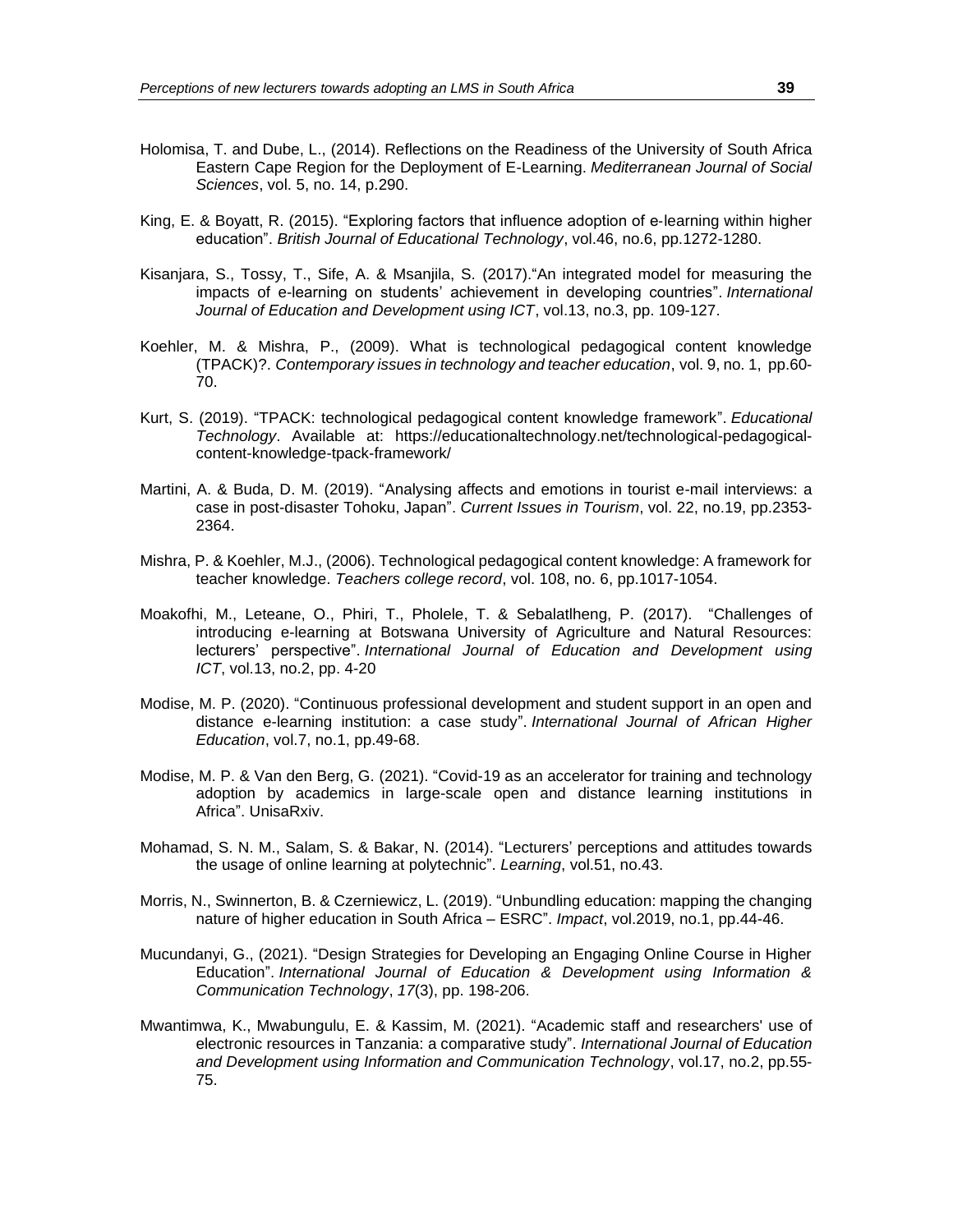Holomisa, T. and Dube, L., (2014). Reflections on the Readiness of the University of South Africa Eastern Cape Region for the Deployment of E-Learning. *Mediterranean Journal of Social Sciences*, vol. 5, no. 14, p.290.

King, E. & Boyatt, R. (2015). "Exploring factors that influence adoption of e‐learning within higher education". *British Journal of Educational Technology*, vol.46, no.6, pp.1272-1280.

Kisanjara, S., Tossy, T., Sife, A. & Msanjila, S. (2017)."An integrated model for measuring the impacts of e-learning on students' achievement in developing countries". *International Journal of Education and Development using ICT*, vol.13, no.3, pp. 109-127.

Koehler, M. & Mishra, P., (2009). What is technological pedagogical content knowledge (TPACK)?. *Contemporary issues in technology and teacher education*, vol. 9, no. 1, pp.60-70.

Kurt, S. (2019). "TPACK: technological pedagogical content knowledge framework". *Educational Technology*. Available at: https://educationaltechnology.net/technological-pedagogical-content-knowledge-tpack-framework/

Martini, A. & Buda, D. M. (2019). "Analysing affects and emotions in tourist e-mail interviews: a case in post-disaster Tohoku, Japan". *Current Issues in Tourism*, vol. 22, no.19, pp.2353-2364.

Mishra, P. & Koehler, M.J., (2006). Technological pedagogical content knowledge: A framework for teacher knowledge. *Teachers college record*, vol. 108, no. 6, pp.1017-1054.

Moakofhi, M., Leteane, O., Phiri, T., Pholele, T. & Sebalatlheng, P. (2017). "Challenges of introducing e-learning at Botswana University of Agriculture and Natural Resources: lecturers' perspective". *International Journal of Education and Development using ICT*, vol.13, no.2, pp. 4-20

Modise, M. P. (2020). "Continuous professional development and student support in an open and distance e-learning institution: a case study". *International Journal of African Higher Education*, vol.7, no.1, pp.49-68.

Modise, M. P. & Van den Berg, G. (2021). "Covid-19 as an accelerator for training and technology adoption by academics in large-scale open and distance learning institutions in Africa". UnisaRxiv.

Mohamad, S. N. M., Salam, S. & Bakar, N. (2014). "Lecturers' perceptions and attitudes towards the usage of online learning at polytechnic". *Learning*, vol.51, no.43.

Morris, N., Swinnerton, B. & Czerniewicz, L. (2019). "Unbundling education: mapping the changing nature of higher education in South Africa – ESRC". *Impact*, vol.2019, no.1, pp.44-46.

Mucundanyi, G., (2021). "Design Strategies for Developing an Engaging Online Course in Higher Education". *International Journal of Education & Development using Information & Communication Technology*, *17*(3), pp. 198-206.

Mwantimwa, K., Mwabungulu, E. & Kassim, M. (2021). "Academic staff and researchers' use of electronic resources in Tanzania: a comparative study". *International Journal of Education and Development using Information and Communication Technology*, vol.17, no.2, pp.55-75.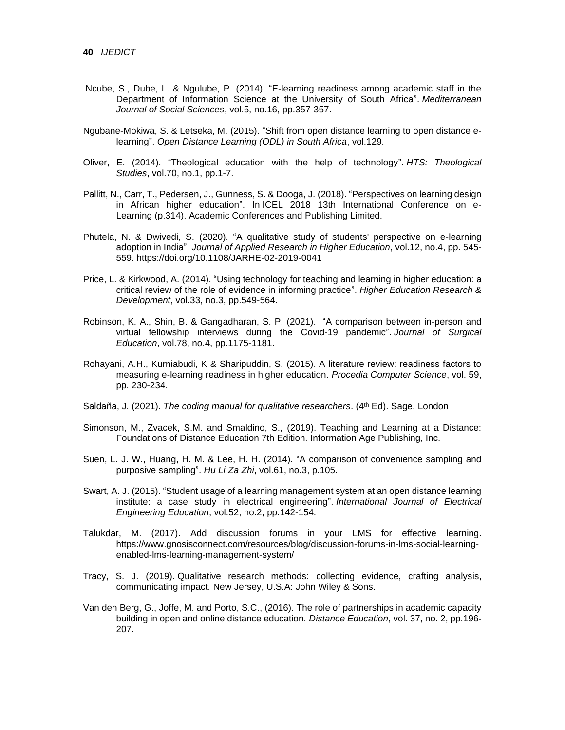Ncube, S., Dube, L. & Ngulube, P. (2014). "E-learning readiness among academic staff in the Department of Information Science at the University of South Africa". *Mediterranean Journal of Social Sciences*, vol.5, no.16, pp.357-357.

Ngubane-Mokiwa, S. & Letseka, M. (2015). "Shift from open distance learning to open distance e-learning". *Open Distance Learning (ODL) in South Africa*, vol.129.

Oliver, E. (2014). "Theological education with the help of technology". *HTS: Theological Studies*, vol.70, no.1, pp.1-7.

Pallitt, N., Carr, T., Pedersen, J., Gunness, S. & Dooga, J. (2018). "Perspectives on learning design in African higher education". In ICEL 2018 13th International Conference on e-Learning (p.314). Academic Conferences and Publishing Limited.

Phutela, N. & Dwivedi, S. (2020). "A qualitative study of students' perspective on e-learning adoption in India". *Journal of Applied Research in Higher Education*, vol.12, no.4, pp. 545-559. https://doi.org/10.1108/JARHE-02-2019-0041

Price, L. & Kirkwood, A. (2014). "Using technology for teaching and learning in higher education: a critical review of the role of evidence in informing practice". *Higher Education Research & Development*, vol.33, no.3, pp.549-564.

Robinson, K. A., Shin, B. & Gangadharan, S. P. (2021). "A comparison between in-person and virtual fellowship interviews during the Covid-19 pandemic". *Journal of Surgical Education*, vol.78, no.4, pp.1175-1181.

Rohayani, A.H., Kurniabudi, K & Sharipuddin, S. (2015). A literature review: readiness factors to measuring e-learning readiness in higher education. *Procedia Computer Science*, vol. 59, pp. 230-234.

Saldaña, J. (2021). *The coding manual for qualitative researchers*. (4th Ed). Sage. London

Simonson, M., Zvacek, S.M. and Smaldino, S., (2019). Teaching and Learning at a Distance: Foundations of Distance Education 7th Edition. Information Age Publishing, Inc.

Suen, L. J. W., Huang, H. M. & Lee, H. H. (2014). "A comparison of convenience sampling and purposive sampling". *Hu Li Za Zhi*, vol.61, no.3, p.105.

Swart, A. J. (2015). "Student usage of a learning management system at an open distance learning institute: a case study in electrical engineering". *International Journal of Electrical Engineering Education*, vol.52, no.2, pp.142-154.

Talukdar, M. (2017). Add discussion forums in your LMS for effective learning. https://www.gnosisconnect.com/resources/blog/discussion-forums-in-lms-social-learning-enabled-lms-learning-management-system/

Tracy, S. J. (2019). Qualitative research methods: collecting evidence, crafting analysis, communicating impact. New Jersey, U.S.A: John Wiley & Sons.

Van den Berg, G., Joffe, M. and Porto, S.C., (2016). The role of partnerships in academic capacity building in open and online distance education. *Distance Education*, vol. 37, no. 2, pp.196-207.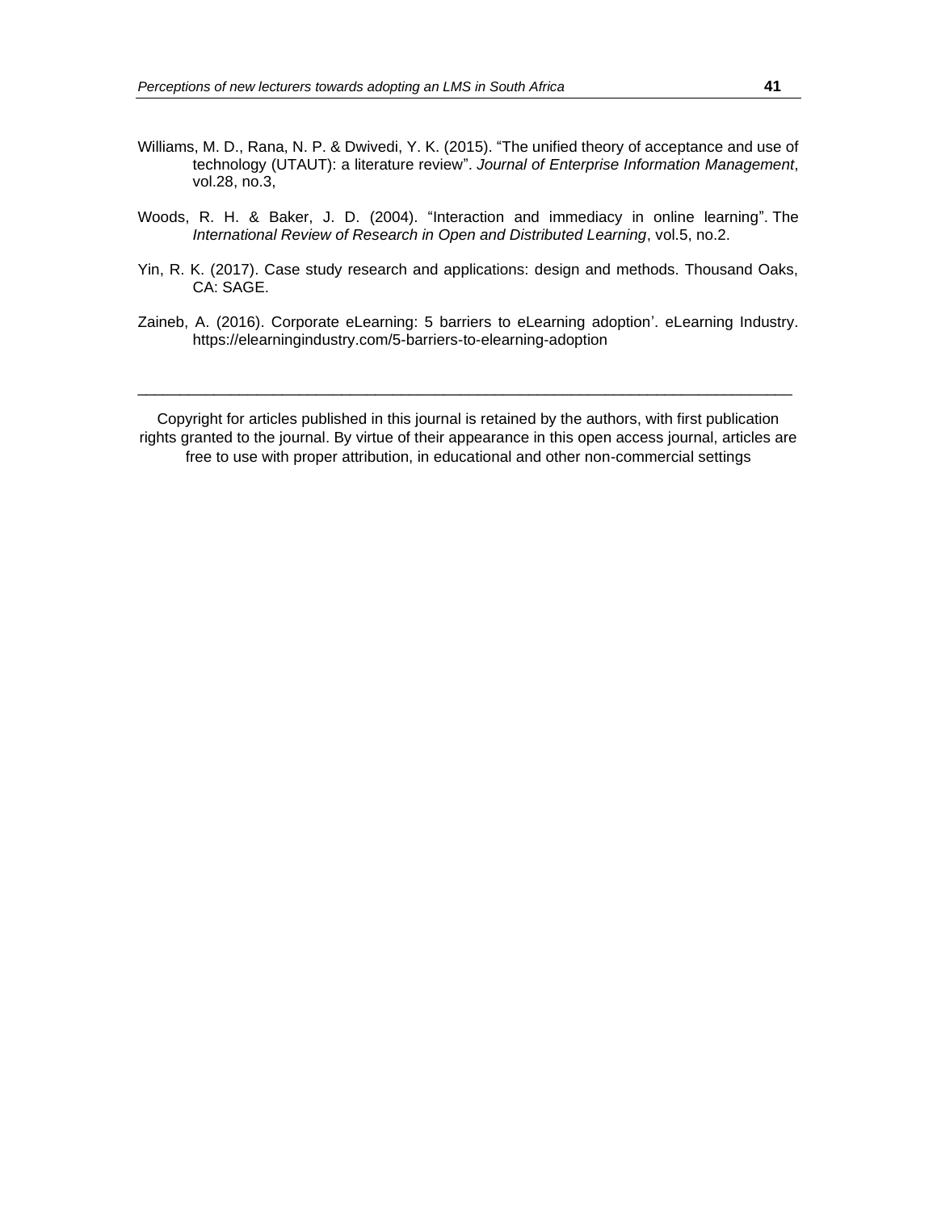Williams, M. D., Rana, N. P. & Dwivedi, Y. K. (2015). “The unified theory of acceptance and use of technology (UTAUT): a literature review”. *Journal of Enterprise Information Management*, vol.28, no.3,

Woods, R. H. & Baker, J. D. (2004). “Interaction and immediacy in online learning”. The *International Review of Research in Open and Distributed Learning*, vol.5, no.2.

Yin, R. K. (2017). Case study research and applications: design and methods. Thousand Oaks, CA: SAGE.

Zaineb, A. (2016). Corporate eLearning: 5 barriers to eLearning adoption’. eLearning Industry. https://elearningindustry.com/5-barriers-to-elearning-adoption

---

Copyright for articles published in this journal is retained by the authors, with first publication rights granted to the journal. By virtue of their appearance in this open access journal, articles are free to use with proper attribution, in educational and other non-commercial settings